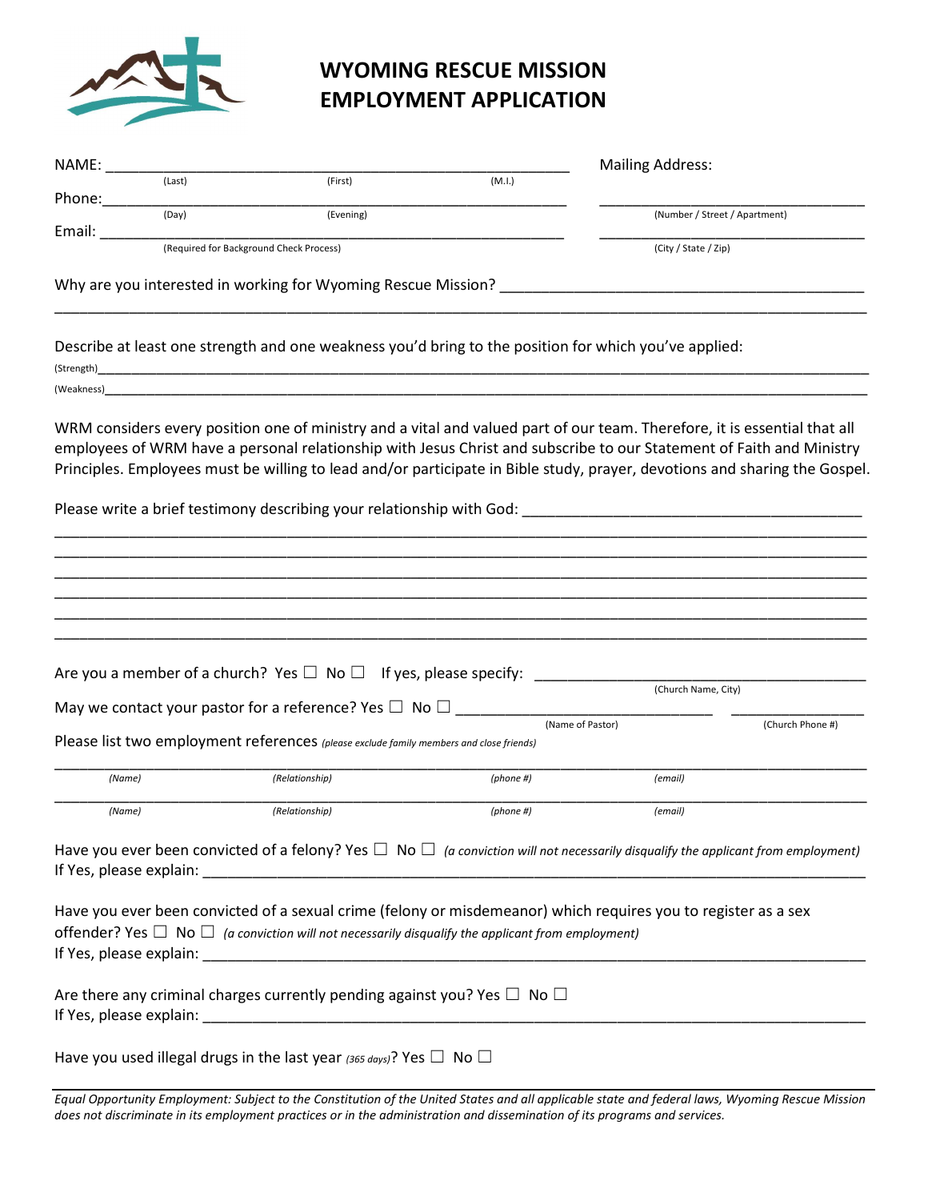# WYOMING RESCUE MISSION
# EMPLOYMENT APPLICATION

NAME: ______________________________________________________
(Last) (First) (M.I.)

Phone: ______________________________________________________
(Day) (Evening)

Email: ______________________________________________________
(Required for Background Check Process)

Mailing Address:

______________________________________
(Number / Street / Apartment)

______________________________________
(City / State / Zip)

Why are you interested in working for Wyoming Rescue Mission? ______________________________________________

_____________________________________________________________________________________________

Describe at least one strength and one weakness you'd bring to the position for which you've applied:

(Strength)_____________________________________________________________________________________

(Weakness)____________________________________________________________________________________

WRM considers every position one of ministry and a vital and valued part of our team. Therefore, it is essential that all employees of WRM have a personal relationship with Jesus Christ and subscribe to our Statement of Faith and Ministry Principles. Employees must be willing to lead and/or participate in Bible study, prayer, devotions and sharing the Gospel.

Please write a brief testimony describing your relationship with God: ________________________________________

_____________________________________________________________________________________________

_____________________________________________________________________________________________

_____________________________________________________________________________________________

_____________________________________________________________________________________________

_____________________________________________________________________________________________

_____________________________________________________________________________________________

Are you a member of a church? Yes ☐ No ☐ If yes, please specify: ______________________________________
(Church Name, City)

May we contact your pastor for a reference? Yes ☐ No ☐ ______________________________ ________________
(Name of Pastor) (Church Phone #)

Please list two employment references *(please exclude family members and close friends)*

_____________________________________________________________________________________________
*(Name)* *(Relationship)* *(phone #)* *(email)*

_____________________________________________________________________________________________
*(Name)* *(Relationship)* *(phone #)* *(email)*

Have you ever been convicted of a felony? Yes ☐ No ☐ *(a conviction will not necessarily disqualify the applicant from employment)*
If Yes, please explain: ________________________________________________________________________

Have you ever been convicted of a sexual crime (felony or misdemeanor) which requires you to register as a sex offender? Yes ☐ No ☐ *(a conviction will not necessarily disqualify the applicant from employment)*
If Yes, please explain: ________________________________________________________________________

Are there any criminal charges currently pending against you? Yes ☐ No ☐
If Yes, please explain: ________________________________________________________________________

Have you used illegal drugs in the last year *(365 days)*? Yes ☐ No ☐

*Equal Opportunity Employment: Subject to the Constitution of the United States and all applicable state and federal laws, Wyoming Rescue Mission does not discriminate in its employment practices or in the administration and dissemination of its programs and services.*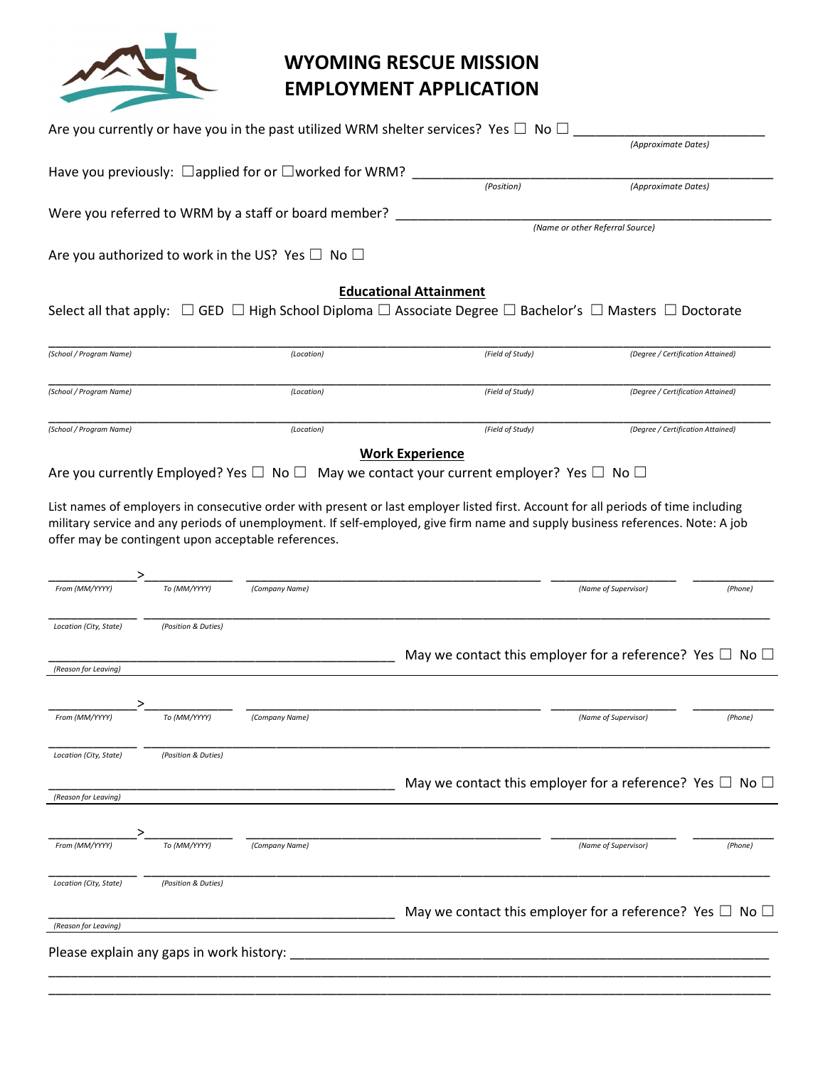# WYOMING RESCUE MISSION
# EMPLOYMENT APPLICATION

Are you currently or have you in the past utilized WRM shelter services? Yes ☐ No ☐ ___________________________
*(Approximate Dates)*

Have you previously: ☐applied for or ☐worked for WRM? ___________________________ ___________________________
*(Position)* *(Approximate Dates)*

Were you referred to WRM by a staff or board member? ___________________________________________________
*(Name or other Referral Source)*

Are you authorized to work in the US? Yes ☐ No ☐

## Educational Attainment

Select all that apply: ☐ GED ☐ High School Diploma ☐ Associate Degree ☐ Bachelor's ☐ Masters ☐ Doctorate

| (School / Program Name) | (Location) | (Field of Study) | (Degree / Certification Attained) |
|---|---|---|---|
| | | | |
| | | | |
| | | | |

## Work Experience

Are you currently Employed? Yes ☐ No ☐ May we contact your current employer? Yes ☐ No ☐

List names of employers in consecutive order with present or last employer listed first. Account for all periods of time including military service and any periods of unemployment. If self-employed, give firm name and supply business references. Note: A job offer may be contingent upon acceptable references.

_____________ > _____________ ___________________________________ _______________ _________
*From (MM/YYYY)* *To (MM/YYYY)* *(Company Name)* *(Name of Supervisor)* *(Phone)*

_____________ _______________________________________________________________________
*Location (City, State)* *(Position & Duties)*

__________________________________________ May we contact this employer for a reference? Yes ☐ No ☐
*(Reason for Leaving)*

---

_____________ > _____________ ___________________________________ _______________ _________
*From (MM/YYYY)* *To (MM/YYYY)* *(Company Name)* *(Name of Supervisor)* *(Phone)*

_____________ _______________________________________________________________________
*Location (City, State)* *(Position & Duties)*

__________________________________________ May we contact this employer for a reference? Yes ☐ No ☐
*(Reason for Leaving)*

---

_____________ > _____________ ___________________________________ _______________ _________
*From (MM/YYYY)* *To (MM/YYYY)* *(Company Name)* *(Name of Supervisor)* *(Phone)*

_____________ _______________________________________________________________________
*Location (City, State)* *(Position & Duties)*

__________________________________________ May we contact this employer for a reference? Yes ☐ No ☐
*(Reason for Leaving)*

---

Please explain any gaps in work history: ___________________________________________________________
_______________________________________________________________________________________
_______________________________________________________________________________________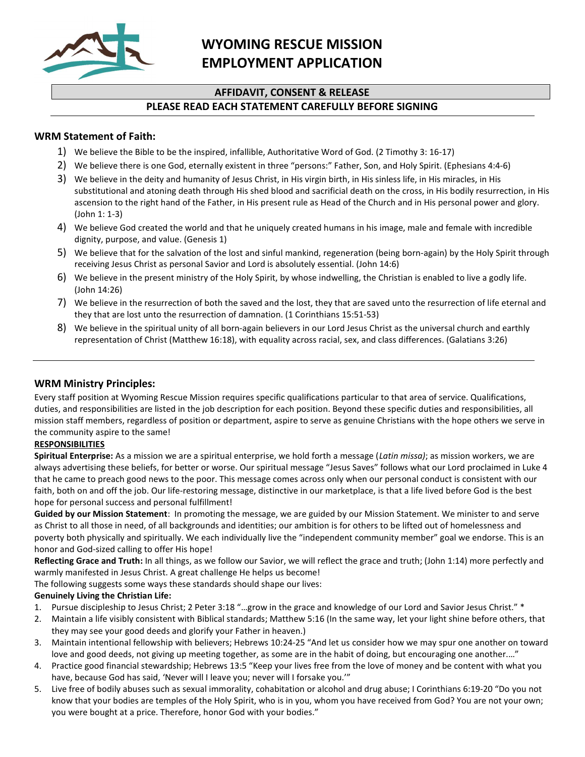# WYOMING RESCUE MISSION EMPLOYMENT APPLICATION

## AFFIDAVIT, CONSENT & RELEASE

**PLEASE READ EACH STATEMENT CAREFULLY BEFORE SIGNING**

### WRM Statement of Faith:

1) We believe the Bible to be the inspired, infallible, Authoritative Word of God. (2 Timothy 3: 16-17)
2) We believe there is one God, eternally existent in three "persons:" Father, Son, and Holy Spirit. (Ephesians 4:4-6)
3) We believe in the deity and humanity of Jesus Christ, in His virgin birth, in His sinless life, in His miracles, in His substitutional and atoning death through His shed blood and sacrificial death on the cross, in His bodily resurrection, in His ascension to the right hand of the Father, in His present rule as Head of the Church and in His personal power and glory. (John 1: 1-3)
4) We believe God created the world and that he uniquely created humans in his image, male and female with incredible dignity, purpose, and value. (Genesis 1)
5) We believe that for the salvation of the lost and sinful mankind, regeneration (being born-again) by the Holy Spirit through receiving Jesus Christ as personal Savior and Lord is absolutely essential. (John 14:6)
6) We believe in the present ministry of the Holy Spirit, by whose indwelling, the Christian is enabled to live a godly life. (John 14:26)
7) We believe in the resurrection of both the saved and the lost, they that are saved unto the resurrection of life eternal and they that are lost unto the resurrection of damnation. (1 Corinthians 15:51-53)
8) We believe in the spiritual unity of all born-again believers in our Lord Jesus Christ as the universal church and earthly representation of Christ (Matthew 16:18), with equality across racial, sex, and class differences. (Galatians 3:26)

---

### WRM Ministry Principles:

Every staff position at Wyoming Rescue Mission requires specific qualifications particular to that area of service. Qualifications, duties, and responsibilities are listed in the job description for each position. Beyond these specific duties and responsibilities, all mission staff members, regardless of position or department, aspire to serve as genuine Christians with the hope others we serve in the community aspire to the same!

**RESPONSIBILITIES**

**Spiritual Enterprise:** As a mission we are a spiritual enterprise, we hold forth a message (*Latin missa)*; as mission workers, we are always advertising these beliefs, for better or worse. Our spiritual message "Jesus Saves" follows what our Lord proclaimed in Luke 4 that he came to preach good news to the poor. This message comes across only when our personal conduct is consistent with our faith, both on and off the job. Our life-restoring message, distinctive in our marketplace, is that a life lived before God is the best hope for personal success and personal fulfillment!

**Guided by our Mission Statement**: In promoting the message, we are guided by our Mission Statement. We minister to and serve as Christ to all those in need, of all backgrounds and identities; our ambition is for others to be lifted out of homelessness and poverty both physically and spiritually. We each individually live the "independent community member" goal we endorse. This is an honor and God-sized calling to offer His hope!

**Reflecting Grace and Truth:** In all things, as we follow our Savior, we will reflect the grace and truth; (John 1:14) more perfectly and warmly manifested in Jesus Christ. A great challenge He helps us become!

The following suggests some ways these standards should shape our lives:

**Genuinely Living the Christian Life:**

1. Pursue discipleship to Jesus Christ; 2 Peter 3:18 "…grow in the grace and knowledge of our Lord and Savior Jesus Christ." *
2. Maintain a life visibly consistent with Biblical standards; Matthew 5:16 (In the same way, let your light shine before others, that they may see your good deeds and glorify your Father in heaven.)
3. Maintain intentional fellowship with believers; Hebrews 10:24-25 "And let us consider how we may spur one another on toward love and good deeds, not giving up meeting together, as some are in the habit of doing, but encouraging one another.…"
4. Practice good financial stewardship; Hebrews 13:5 "Keep your lives free from the love of money and be content with what you have, because God has said, 'Never will I leave you; never will I forsake you.'"
5. Live free of bodily abuses such as sexual immorality, cohabitation or alcohol and drug abuse; I Corinthians 6:19-20 "Do you not know that your bodies are temples of the Holy Spirit, who is in you, whom you have received from God? You are not your own; you were bought at a price. Therefore, honor God with your bodies."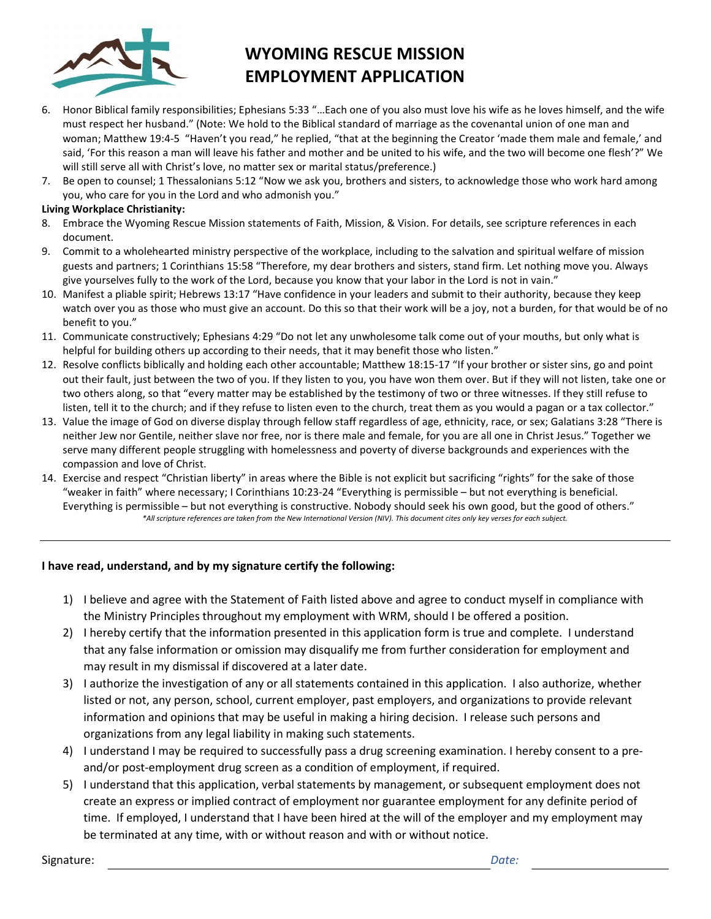# WYOMING RESCUE MISSION EMPLOYMENT APPLICATION

6. Honor Biblical family responsibilities; Ephesians 5:33 "…Each one of you also must love his wife as he loves himself, and the wife must respect her husband." (Note: We hold to the Biblical standard of marriage as the covenantal union of one man and woman; Matthew 19:4-5 "Haven't you read," he replied, "that at the beginning the Creator 'made them male and female,' and said, 'For this reason a man will leave his father and mother and be united to his wife, and the two will become one flesh'?" We will still serve all with Christ's love, no matter sex or marital status/preference.)
7. Be open to counsel; 1 Thessalonians 5:12 "Now we ask you, brothers and sisters, to acknowledge those who work hard among you, who care for you in the Lord and who admonish you."

**Living Workplace Christianity:**

8. Embrace the Wyoming Rescue Mission statements of Faith, Mission, & Vision. For details, see scripture references in each document.
9. Commit to a wholehearted ministry perspective of the workplace, including to the salvation and spiritual welfare of mission guests and partners; 1 Corinthians 15:58 "Therefore, my dear brothers and sisters, stand firm. Let nothing move you. Always give yourselves fully to the work of the Lord, because you know that your labor in the Lord is not in vain."
10. Manifest a pliable spirit; Hebrews 13:17 "Have confidence in your leaders and submit to their authority, because they keep watch over you as those who must give an account. Do this so that their work will be a joy, not a burden, for that would be of no benefit to you."
11. Communicate constructively; Ephesians 4:29 "Do not let any unwholesome talk come out of your mouths, but only what is helpful for building others up according to their needs, that it may benefit those who listen."
12. Resolve conflicts biblically and holding each other accountable; Matthew 18:15-17 "If your brother or sister sins, go and point out their fault, just between the two of you. If they listen to you, you have won them over. But if they will not listen, take one or two others along, so that "every matter may be established by the testimony of two or three witnesses. If they still refuse to listen, tell it to the church; and if they refuse to listen even to the church, treat them as you would a pagan or a tax collector."
13. Value the image of God on diverse display through fellow staff regardless of age, ethnicity, race, or sex; Galatians 3:28 "There is neither Jew nor Gentile, neither slave nor free, nor is there male and female, for you are all one in Christ Jesus." Together we serve many different people struggling with homelessness and poverty of diverse backgrounds and experiences with the compassion and love of Christ.
14. Exercise and respect "Christian liberty" in areas where the Bible is not explicit but sacrificing "rights" for the sake of those "weaker in faith" where necessary; I Corinthians 10:23-24 "Everything is permissible – but not everything is beneficial. Everything is permissible – but not everything is constructive. Nobody should seek his own good, but the good of others."

*\*All scripture references are taken from the New International Version (NIV). This document cites only key verses for each subject.*

---

**I have read, understand, and by my signature certify the following:**

1) I believe and agree with the Statement of Faith listed above and agree to conduct myself in compliance with the Ministry Principles throughout my employment with WRM, should I be offered a position.
2) I hereby certify that the information presented in this application form is true and complete. I understand that any false information or omission may disqualify me from further consideration for employment and may result in my dismissal if discovered at a later date.
3) I authorize the investigation of any or all statements contained in this application. I also authorize, whether listed or not, any person, school, current employer, past employers, and organizations to provide relevant information and opinions that may be useful in making a hiring decision. I release such persons and organizations from any legal liability in making such statements.
4) I understand I may be required to successfully pass a drug screening examination. I hereby consent to a pre- and/or post-employment drug screen as a condition of employment, if required.
5) I understand that this application, verbal statements by management, or subsequent employment does not create an express or implied contract of employment nor guarantee employment for any definite period of time. If employed, I understand that I have been hired at the will of the employer and my employment may be terminated at any time, with or without reason and with or without notice.

Signature: ______________________________ *Date:* ______________